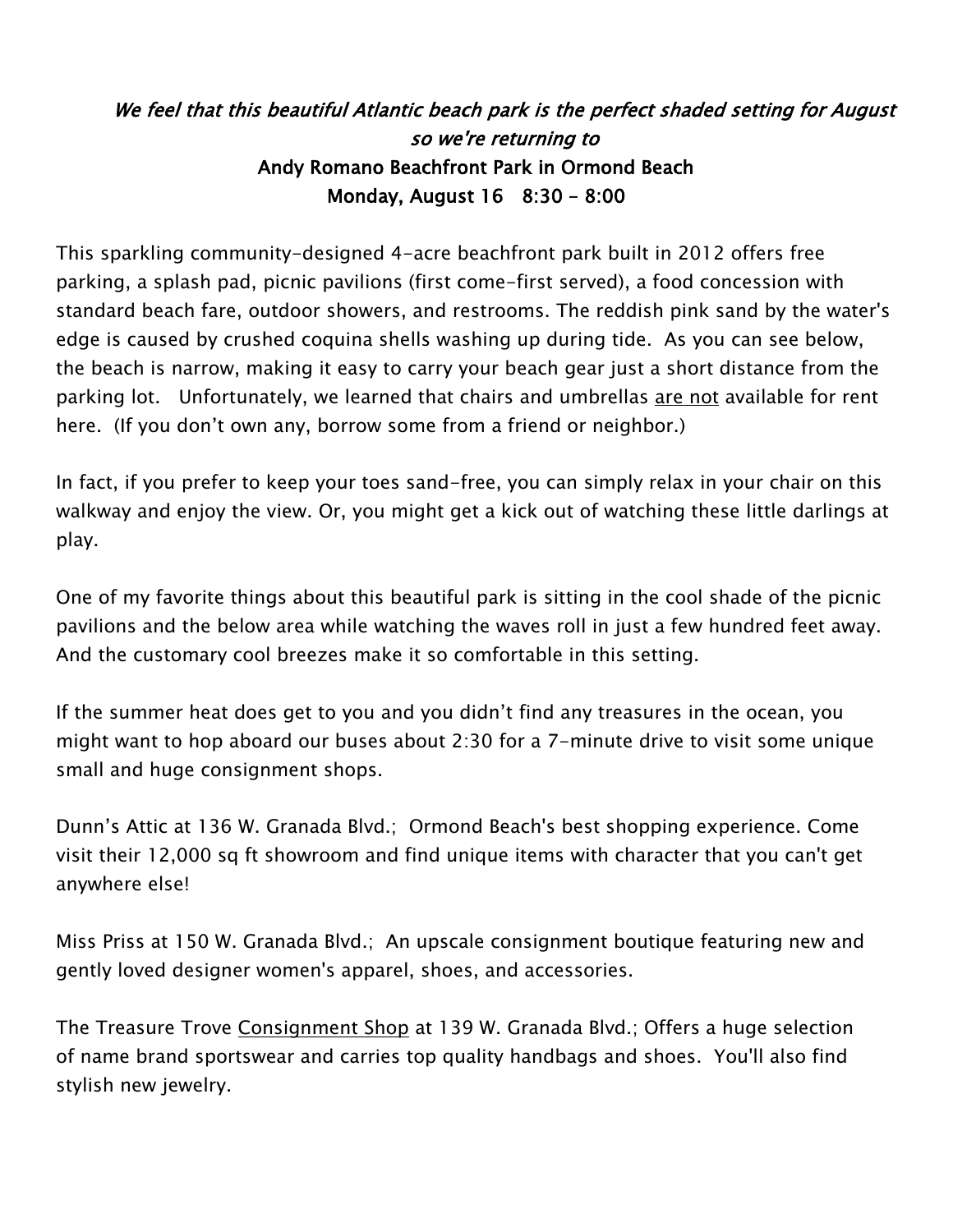*We feel that this beautiful Atlantic beach park is the perfect shaded setting for August so we're returning to*

**Andy Romano Beachfront Park in Ormond Beach**

**Monday, August 16   8:30 - 8:00**

This sparkling community-designed 4-acre beachfront park built in 2012 offers free parking, a splash pad, picnic pavilions (first come-first served), a food concession with standard beach fare, outdoor showers, and restrooms. The reddish pink sand by the water's edge is caused by crushed coquina shells washing up during tide.  As you can see below, the beach is narrow, making it easy to carry your beach gear just a short distance from the parking lot.   Unfortunately, we learned that chairs and umbrellas <u>are not</u> available for rent here.  (If you don't own any, borrow some from a friend or neighbor.)

In fact, if you prefer to keep your toes sand-free, you can simply relax in your chair on this walkway and enjoy the view. Or, you might get a kick out of watching these little darlings at play.

One of my favorite things about this beautiful park is sitting in the cool shade of the picnic pavilions and the below area while watching the waves roll in just a few hundred feet away. And the customary cool breezes make it so comfortable in this setting.

If the summer heat does get to you and you didn't find any treasures in the ocean, you might want to hop aboard our buses about 2:30 for a 7-minute drive to visit some unique small and huge consignment shops.

Dunn's Attic at 136 W. Granada Blvd.;  Ormond Beach's best shopping experience. Come visit their 12,000 sq ft showroom and find unique items with character that you can't get anywhere else!

Miss Priss at 150 W. Granada Blvd.;  An upscale consignment boutique featuring new and gently loved designer women's apparel, shoes, and accessories.

The Treasure Trove <u>Consignment Shop</u> at 139 W. Granada Blvd.; Offers a huge selection of name brand sportswear and carries top quality handbags and shoes.  You'll also find stylish new jewelry.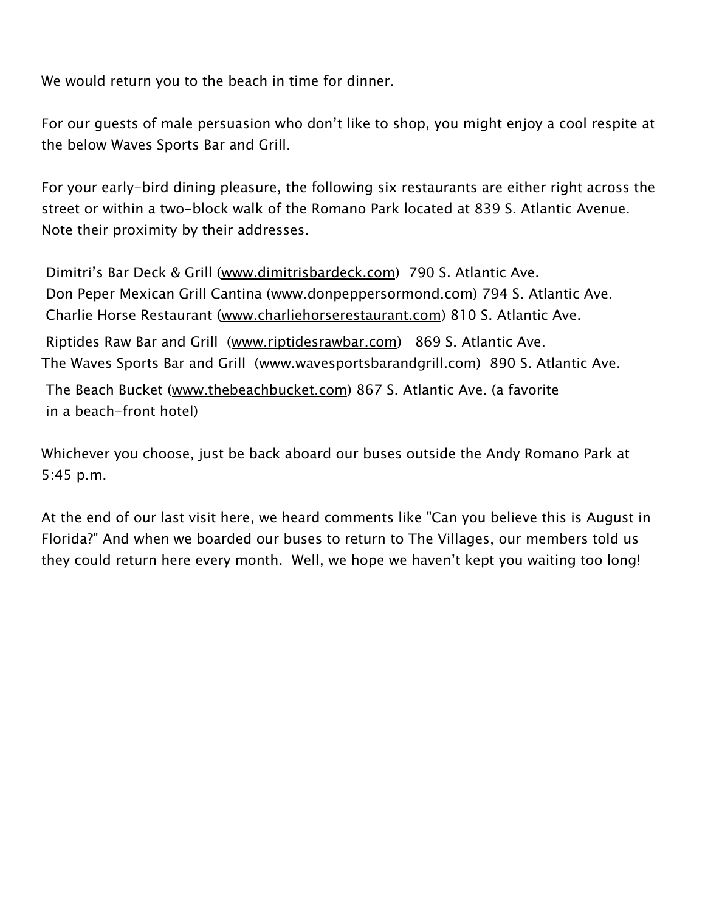We would return you to the beach in time for dinner.

For our guests of male persuasion who don't like to shop, you might enjoy a cool respite at the below Waves Sports Bar and Grill.

For your early-bird dining pleasure, the following six restaurants are either right across the street or within a two-block walk of the Romano Park located at 839 S. Atlantic Avenue. Note their proximity by their addresses.

Dimitri's Bar Deck & Grill (www.dimitrisbardeck.com) 790 S. Atlantic Ave.
Don Peper Mexican Grill Cantina (www.donpeppersormond.com) 794 S. Atlantic Ave.
Charlie Horse Restaurant (www.charliehorserestaurant.com) 810 S. Atlantic Ave.
Riptides Raw Bar and Grill (www.riptidesrawbar.com) 869 S. Atlantic Ave.
The Waves Sports Bar and Grill (www.wavesportsbarandgrill.com) 890 S. Atlantic Ave.
The Beach Bucket (www.thebeachbucket.com) 867 S. Atlantic Ave. (a favorite in a beach-front hotel)

Whichever you choose, just be back aboard our buses outside the Andy Romano Park at 5:45 p.m.

At the end of our last visit here, we heard comments like "Can you believe this is August in Florida?" And when we boarded our buses to return to The Villages, our members told us they could return here every month. Well, we hope we haven't kept you waiting too long!